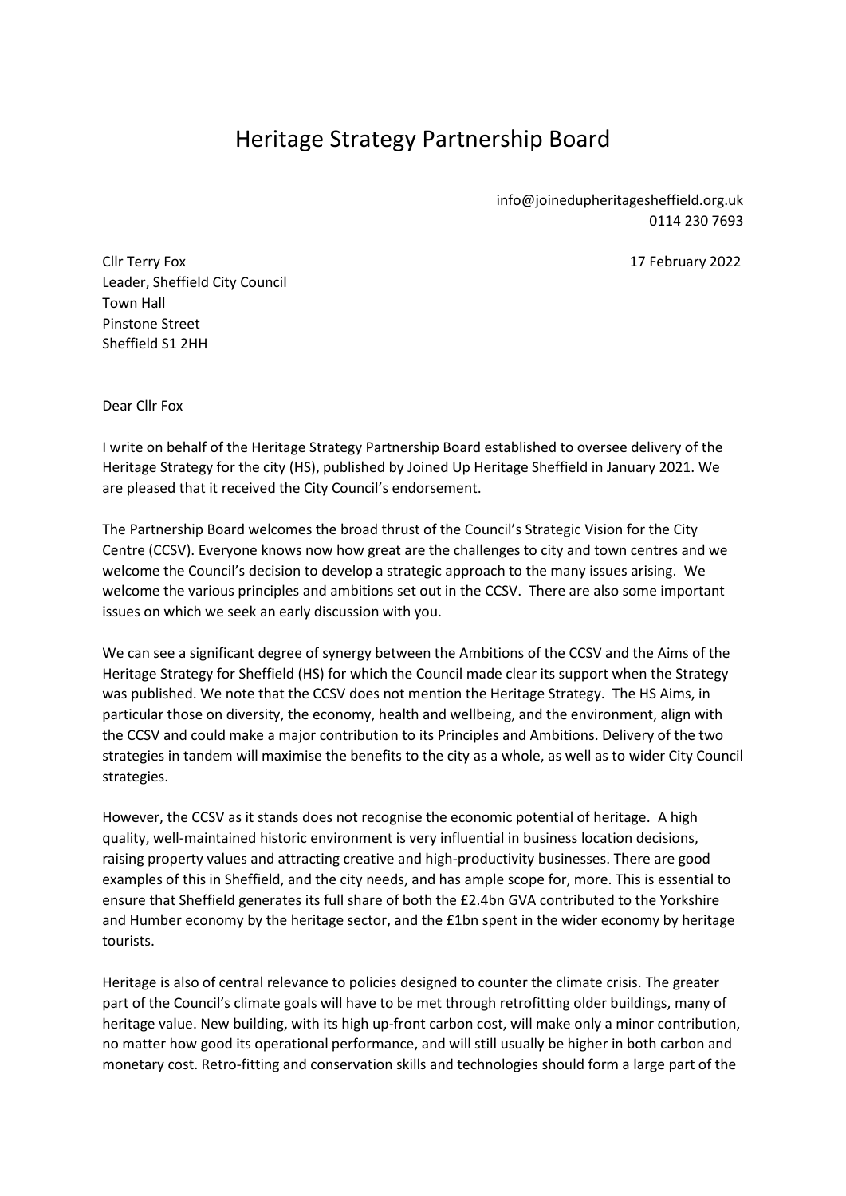# Heritage Strategy Partnership Board

info@joinedupheritagesheffield.org.uk
0114 230 7693

Cllr Terry Fox
Leader, Sheffield City Council
Town Hall
Pinstone Street
Sheffield S1 2HH

17 February 2022

Dear Cllr Fox

I write on behalf of the Heritage Strategy Partnership Board established to oversee delivery of the Heritage Strategy for the city (HS), published by Joined Up Heritage Sheffield in January 2021. We are pleased that it received the City Council's endorsement.

The Partnership Board welcomes the broad thrust of the Council's Strategic Vision for the City Centre (CCSV). Everyone knows now how great are the challenges to city and town centres and we welcome the Council's decision to develop a strategic approach to the many issues arising. We welcome the various principles and ambitions set out in the CCSV. There are also some important issues on which we seek an early discussion with you.

We can see a significant degree of synergy between the Ambitions of the CCSV and the Aims of the Heritage Strategy for Sheffield (HS) for which the Council made clear its support when the Strategy was published. We note that the CCSV does not mention the Heritage Strategy. The HS Aims, in particular those on diversity, the economy, health and wellbeing, and the environment, align with the CCSV and could make a major contribution to its Principles and Ambitions. Delivery of the two strategies in tandem will maximise the benefits to the city as a whole, as well as to wider City Council strategies.

However, the CCSV as it stands does not recognise the economic potential of heritage. A high quality, well-maintained historic environment is very influential in business location decisions, raising property values and attracting creative and high-productivity businesses. There are good examples of this in Sheffield, and the city needs, and has ample scope for, more. This is essential to ensure that Sheffield generates its full share of both the £2.4bn GVA contributed to the Yorkshire and Humber economy by the heritage sector, and the £1bn spent in the wider economy by heritage tourists.

Heritage is also of central relevance to policies designed to counter the climate crisis. The greater part of the Council's climate goals will have to be met through retrofitting older buildings, many of heritage value. New building, with its high up-front carbon cost, will make only a minor contribution, no matter how good its operational performance, and will still usually be higher in both carbon and monetary cost. Retro-fitting and conservation skills and technologies should form a large part of the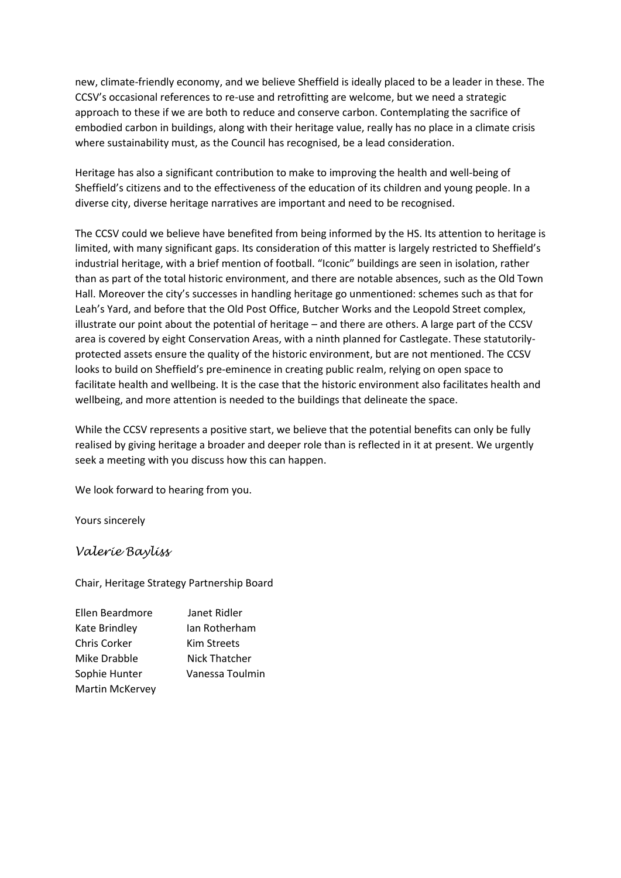new, climate-friendly economy, and we believe Sheffield is ideally placed to be a leader in these. The CCSV's occasional references to re-use and retrofitting are welcome, but we need a strategic approach to these if we are both to reduce and conserve carbon. Contemplating the sacrifice of embodied carbon in buildings, along with their heritage value, really has no place in a climate crisis where sustainability must, as the Council has recognised, be a lead consideration.

Heritage has also a significant contribution to make to improving the health and well-being of Sheffield's citizens and to the effectiveness of the education of its children and young people. In a diverse city, diverse heritage narratives are important and need to be recognised.

The CCSV could we believe have benefited from being informed by the HS. Its attention to heritage is limited, with many significant gaps. Its consideration of this matter is largely restricted to Sheffield's industrial heritage, with a brief mention of football. "Iconic" buildings are seen in isolation, rather than as part of the total historic environment, and there are notable absences, such as the Old Town Hall. Moreover the city's successes in handling heritage go unmentioned: schemes such as that for Leah's Yard, and before that the Old Post Office, Butcher Works and the Leopold Street complex, illustrate our point about the potential of heritage – and there are others. A large part of the CCSV area is covered by eight Conservation Areas, with a ninth planned for Castlegate. These statutorily-protected assets ensure the quality of the historic environment, but are not mentioned. The CCSV looks to build on Sheffield's pre-eminence in creating public realm, relying on open space to facilitate health and wellbeing. It is the case that the historic environment also facilitates health and wellbeing, and more attention is needed to the buildings that delineate the space.

While the CCSV represents a positive start, we believe that the potential benefits can only be fully realised by giving heritage a broader and deeper role than is reflected in it at present. We urgently seek a meeting with you discuss how this can happen.

We look forward to hearing from you.

Yours sincerely

*Valerie Bayliss*

Chair, Heritage Strategy Partnership Board

Ellen Beardmore
Kate Brindley
Chris Corker
Mike Drabble
Sophie Hunter
Martin McKervey
Janet Ridler
Ian Rotherham
Kim Streets
Nick Thatcher
Vanessa Toulmin